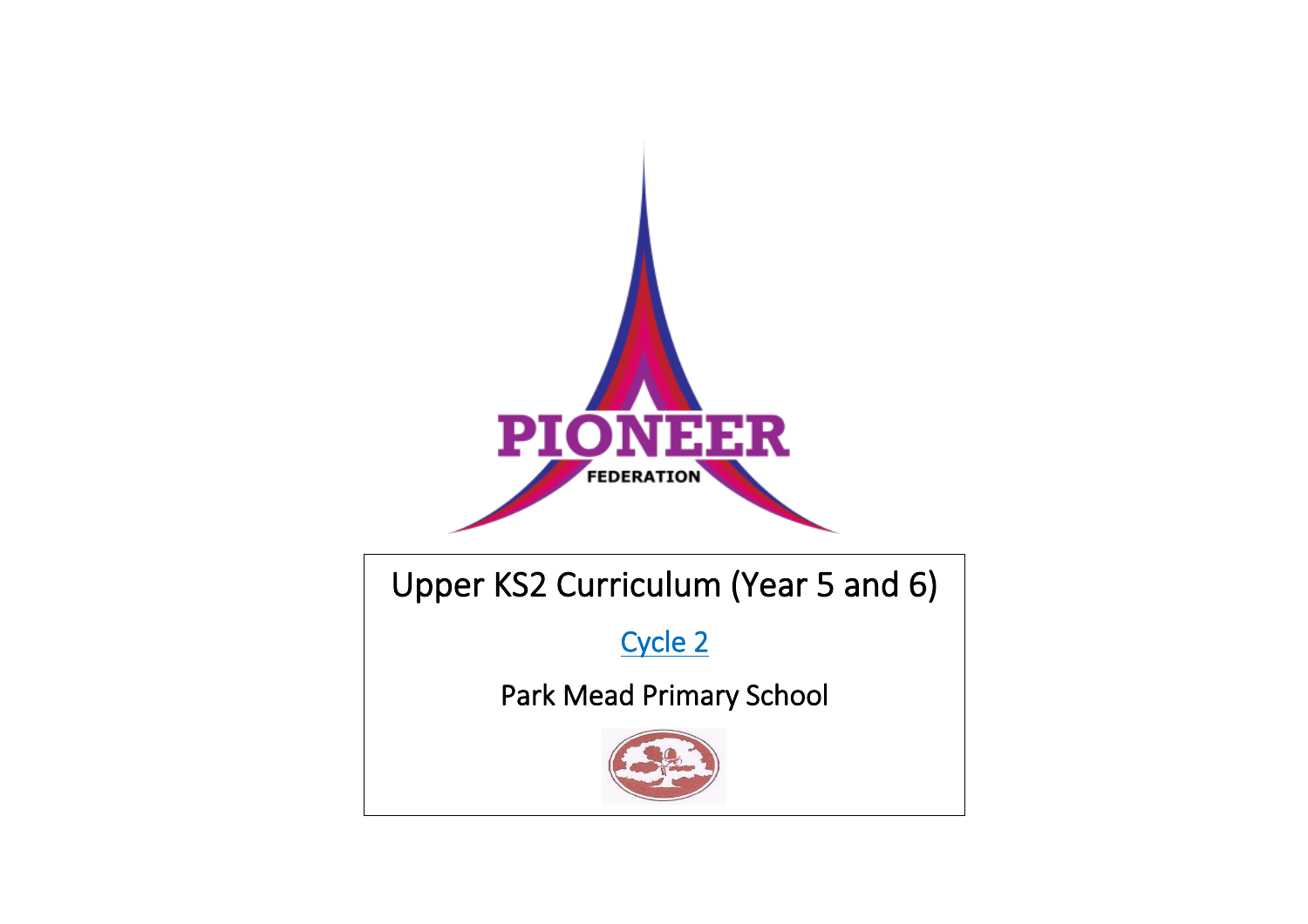PIONEER

FEDERATION

# Upper KS2 Curriculum (Year 5 and 6)

Cycle 2

Park Mead Primary School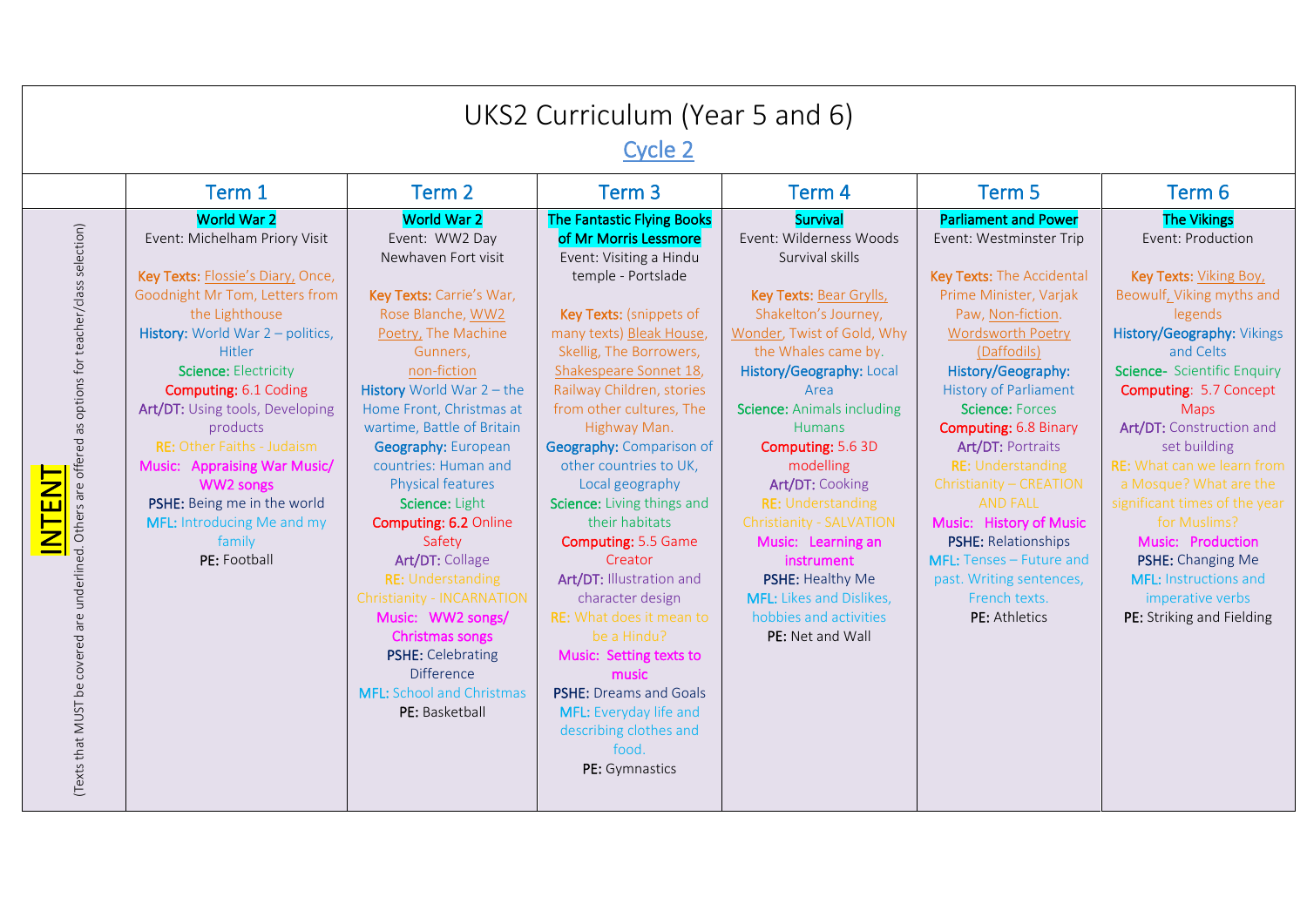# UKS2 Curriculum (Year 5 and 6)

## Cycle 2

| | Term 1 | Term 2 | Term 3 | Term 4 | Term 5 | Term 6 |
|---|---|---|---|---|---|---|
| INTENT (Texts that MUST be covered are underlined. Others are offered as options for teacher/class selection) | **World War 2**<br>Event: Michelham Priory Visit<br><br>**Key Texts:** Flossie's Diary, Once, Goodnight Mr Tom, Letters from the Lighthouse<br>**History:** World War 2 – politics, Hitler<br>**Science:** Electricity<br>**Computing:** 6.1 Coding<br>**Art/DT:** Using tools, Developing products<br>**RE:** Other Faiths - Judaism<br>**Music:** Appraising War Music/ WW2 songs<br>**PSHE:** Being me in the world<br>**MFL:** Introducing Me and my family<br>**PE:** Football | **World War 2**<br>Event: WW2 Day Newhaven Fort visit<br><br>**Key Texts:** Carrie's War, Rose Blanche, WW2 Poetry, The Machine Gunners, non-fiction<br>**History** World War 2 – the Home Front, Christmas at wartime, Battle of Britain<br>**Geography:** European countries: Human and Physical features<br>**Science:** Light<br>**Computing: 6.2** Online Safety<br>**Art/DT:** Collage<br>**RE:** Understanding Christianity - INCARNATION<br>**Music:** WW2 songs/ Christmas songs<br>**PSHE:** Celebrating Difference<br>**MFL:** School and Christmas<br>**PE:** Basketball | **The Fantastic Flying Books of Mr Morris Lessmore**<br>Event: Visiting a Hindu temple - Portslade<br><br>**Key Texts:** (snippets of many texts) Bleak House, Skellig, The Borrowers, Shakespeare Sonnet 18, Railway Children, stories from other cultures, The Highway Man.<br>**Geography:** Comparison of other countries to UK, Local geography<br>**Science:** Living things and their habitats<br>**Computing:** 5.5 Game Creator<br>**Art/DT:** Illustration and character design<br>**RE:** What does it mean to be a Hindu?<br>**Music:** Setting texts to music<br>**PSHE:** Dreams and Goals<br>**MFL:** Everyday life and describing clothes and food.<br>**PE:** Gymnastics | **Survival**<br>Event: Wilderness Woods Survival skills<br><br>**Key Texts:** Bear Grylls, Shakelton's Journey, Wonder, Twist of Gold, Why the Whales came by.<br>**History/Geography:** Local Area<br>**Science:** Animals including Humans<br>**Computing:** 5.6 3D modelling<br>**Art/DT:** Cooking<br>**RE:** Understanding Christianity - SALVATION<br>**Music:** Learning an instrument<br>**PSHE:** Healthy Me<br>**MFL:** Likes and Dislikes, hobbies and activities<br>**PE:** Net and Wall | **Parliament and Power**<br>Event: Westminster Trip<br><br>**Key Texts:** The Accidental Prime Minister, Varjak Paw, Non-fiction. Wordsworth Poetry (Daffodils)<br>**History/Geography:** History of Parliament<br>**Science:** Forces<br>**Computing:** 6.8 Binary<br>**Art/DT:** Portraits<br>**RE:** Understanding Christianity – CREATION AND FALL<br>**Music:** History of Music<br>**PSHE:** Relationships<br>**MFL:** Tenses – Future and past. Writing sentences, French texts.<br>**PE:** Athletics | **The Vikings**<br>Event: Production<br><br>**Key Texts:** Viking Boy, Beowulf, Viking myths and legends<br>**History/Geography:** Vikings and Celts<br>**Science-** Scientific Enquiry<br>**Computing:** 5.7 Concept Maps<br>**Art/DT:** Construction and set building<br>**RE:** What can we learn from a Mosque? What are the significant times of the year for Muslims?<br>**Music:** Production<br>**PSHE:** Changing Me<br>**MFL:** Instructions and imperative verbs<br>**PE:** Striking and Fielding |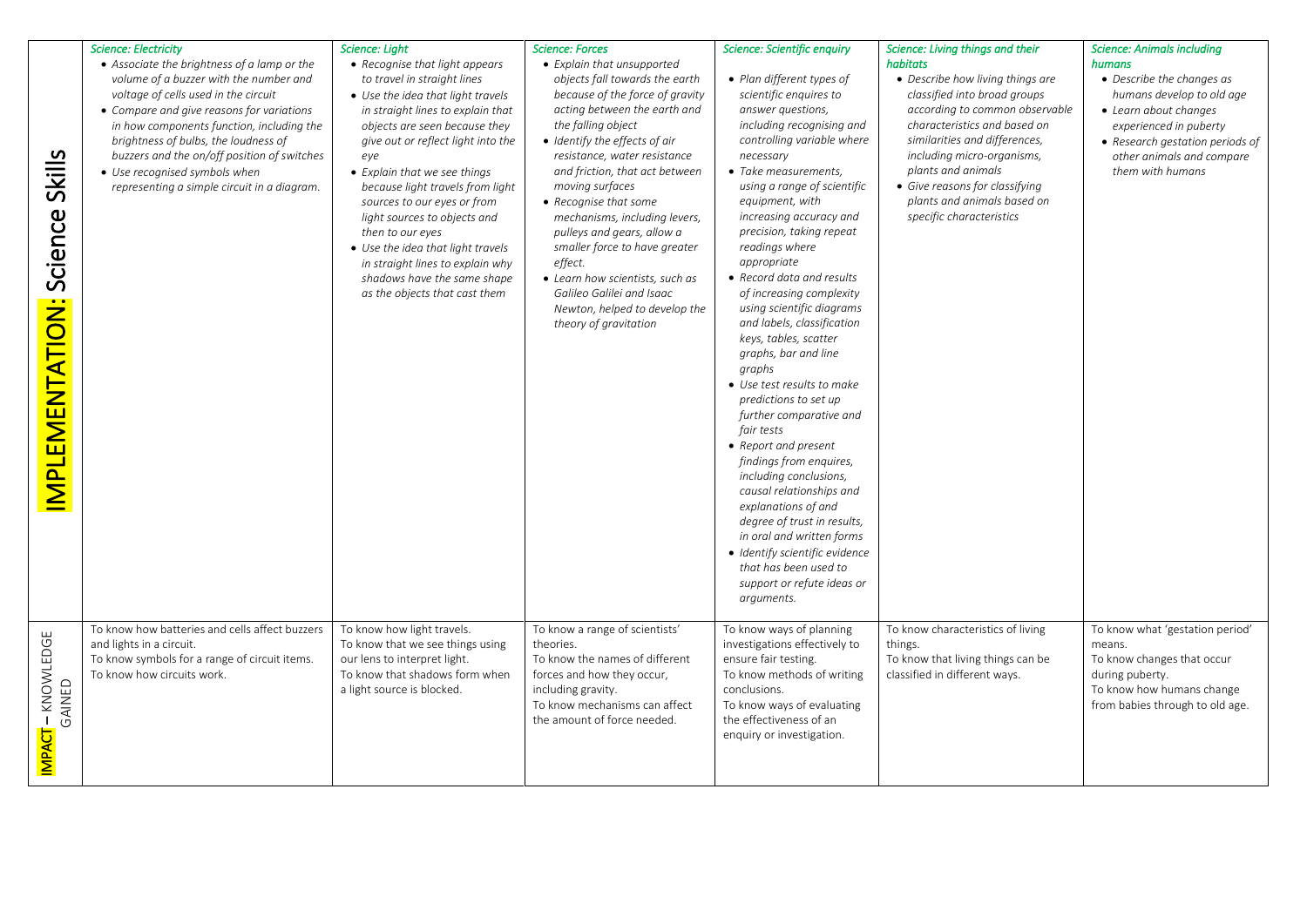| | Science: Electricity | Science: Light | Science: Forces | Science: Scientific enquiry | Science: Living things and their habitats | Science: Animals including humans |
|---|---|---|---|---|---|---|
| **IMPLEMENTATION: Science Skills** | • *Associate the brightness of a lamp or the volume of a buzzer with the number and voltage of cells used in the circuit*<br>• *Compare and give reasons for variations in how components function, including the brightness of bulbs, the loudness of buzzers and the on/off position of switches*<br>• *Use recognised symbols when representing a simple circuit in a diagram.* | • *Recognise that light appears to travel in straight lines*<br>• *Use the idea that light travels in straight lines to explain that objects are seen because they give out or reflect light into the eye*<br>• *Explain that we see things because light travels from light sources to our eyes or from light sources to objects and then to our eyes*<br>• *Use the idea that light travels in straight lines to explain why shadows have the same shape as the objects that cast them* | • *Explain that unsupported objects fall towards the earth because of the force of gravity acting between the earth and the falling object*<br>• *Identify the effects of air resistance, water resistance and friction, that act between moving surfaces*<br>• *Recognise that some mechanisms, including levers, pulleys and gears, allow a smaller force to have greater effect.*<br>• *Learn how scientists, such as Galileo Galilei and Isaac Newton, helped to develop the theory of gravitation* | • *Plan different types of scientific enquires to answer questions, including recognising and controlling variable where necessary*<br>• *Take measurements, using a range of scientific equipment, with increasing accuracy and precision, taking repeat readings where appropriate*<br>• *Record data and results of increasing complexity using scientific diagrams and labels, classification keys, tables, scatter graphs, bar and line graphs*<br>• *Use test results to make predictions to set up further comparative and fair tests*<br>• *Report and present findings from enquires, including conclusions, causal relationships and explanations of and degree of trust in results, in oral and written forms*<br>• *Identify scientific evidence that has been used to support or refute ideas or arguments.* | • *Describe how living things are classified into broad groups according to common observable characteristics and based on similarities and differences, including micro-organisms, plants and animals*<br>• *Give reasons for classifying plants and animals based on specific characteristics* | • *Describe the changes as humans develop to old age*<br>• *Learn about changes experienced in puberty*<br>• *Research gestation periods of other animals and compare them with humans* |
| **IMPACT – KNOWLEDGE GAINED** | To know how batteries and cells affect buzzers and lights in a circuit.<br>To know symbols for a range of circuit items.<br>To know how circuits work. | To know how light travels.<br>To know that we see things using our lens to interpret light.<br>To know that shadows form when a light source is blocked. | To know a range of scientists' theories.<br>To know the names of different forces and how they occur, including gravity.<br>To know mechanisms can affect the amount of force needed. | To know ways of planning investigations effectively to ensure fair testing.<br>To know methods of writing conclusions.<br>To know ways of evaluating the effectiveness of an enquiry or investigation. | To know characteristics of living things.<br>To know that living things can be classified in different ways. | To know what 'gestation period' means.<br>To know changes that occur during puberty.<br>To know how humans change from babies through to old age. |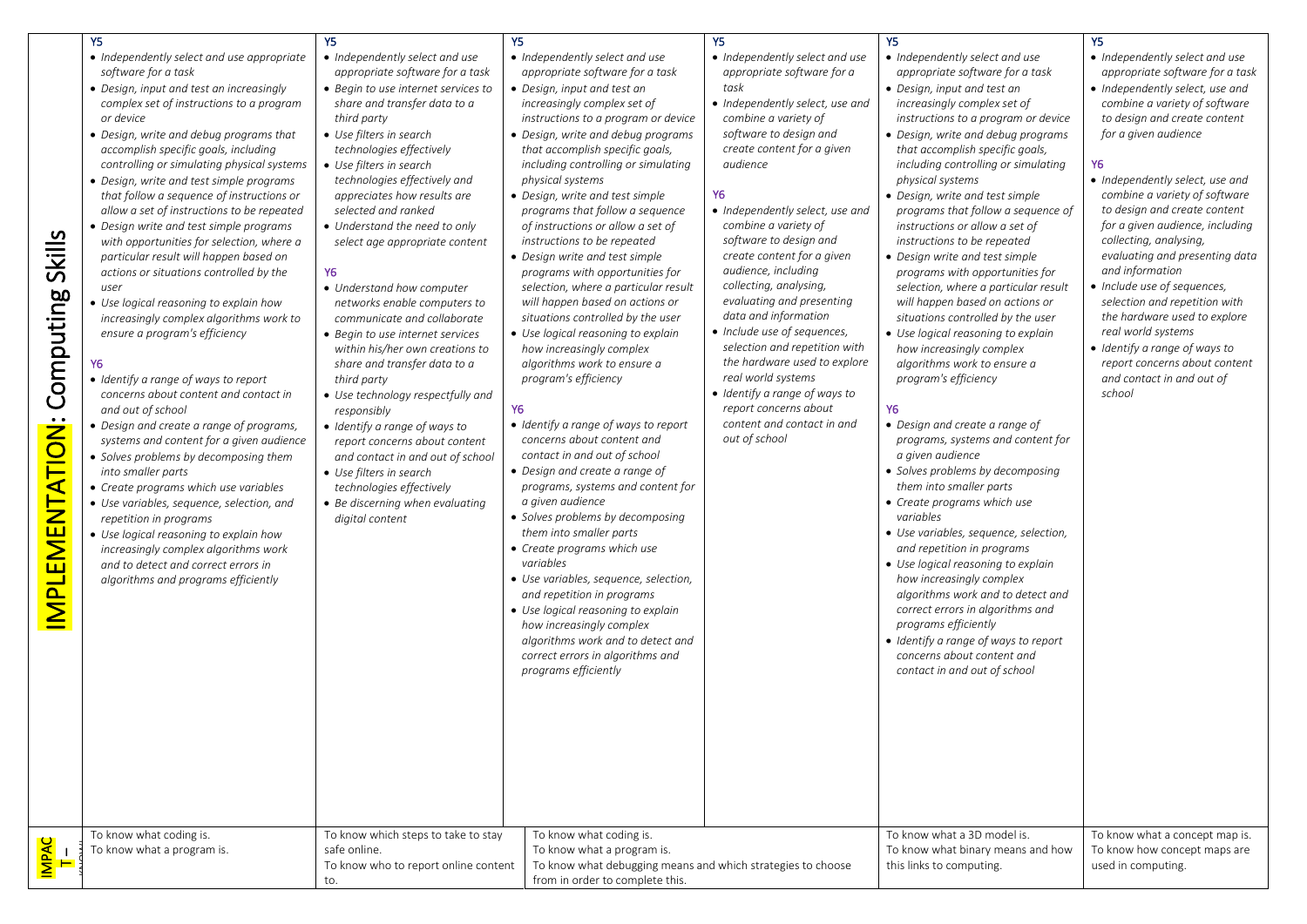| IMPLEMENTATION: Computing Skills | Y5<br>• *Independently select and use appropriate software for a task*<br>• *Design, input and test an increasingly complex set of instructions to a program or device*<br>• *Design, write and debug programs that accomplish specific goals, including controlling or simulating physical systems*<br>• *Design, write and test simple programs that follow a sequence of instructions or allow a set of instructions to be repeated*<br>• *Design write and test simple programs with opportunities for selection, where a particular result will happen based on actions or situations controlled by the user*<br>• *Use logical reasoning to explain how increasingly complex algorithms work to ensure a program's efficiency*<br><br>Y6<br>• *Identify a range of ways to report concerns about content and contact in and out of school*<br>• *Design and create a range of programs, systems and content for a given audience*<br>• *Solves problems by decomposing them into smaller parts*<br>• *Create programs which use variables*<br>• *Use variables, sequence, selection, and repetition in programs*<br>• *Use logical reasoning to explain how increasingly complex algorithms work and to detect and correct errors in algorithms and programs efficiently* | Y5<br>• *Independently select and use appropriate software for a task*<br>• *Begin to use internet services to share and transfer data to a third party*<br>• *Use filters in search technologies effectively*<br>• *Use filters in search technologies effectively and appreciates how results are selected and ranked*<br>• *Understand the need to only select age appropriate content*<br><br>Y6<br>• *Understand how computer networks enable computers to communicate and collaborate*<br>• *Begin to use internet services within his/her own creations to share and transfer data to a third party*<br>• *Use technology respectfully and responsibly*<br>• *Identify a range of ways to report concerns about content and contact in and out of school*<br>• *Use filters in search technologies effectively*<br>• *Be discerning when evaluating digital content* | Y5<br>• *Independently select and use appropriate software for a task*<br>• *Design, input and test an increasingly complex set of instructions to a program or device*<br>• *Design, write and debug programs that accomplish specific goals, including controlling or simulating physical systems*<br>• *Design, write and test simple programs that follow a sequence of instructions or allow a set of instructions to be repeated*<br>• *Design write and test simple programs with opportunities for selection, where a particular result will happen based on actions or situations controlled by the user*<br>• *Use logical reasoning to explain how increasingly complex algorithms work to ensure a program's efficiency*<br><br>Y6<br>• *Identify a range of ways to report concerns about content and contact in and out of school*<br>• *Design and create a range of programs, systems and content for a given audience*<br>• *Solves problems by decomposing them into smaller parts*<br>• *Create programs which use variables*<br>• *Use variables, sequence, selection, and repetition in programs*<br>• *Use logical reasoning to explain how increasingly complex algorithms work and to detect and correct errors in algorithms and programs efficiently* | Y5<br>• *Independently select and use appropriate software for a task*<br>• *Independently select, use and combine a variety of software to design and create content for a given audience*<br><br>Y6<br>• *Independently select, use and combine a variety of software to design and create content for a given audience, including collecting, analysing, evaluating and presenting data and information*<br>• *Include use of sequences, selection and repetition with the hardware used to explore real world systems*<br>• *Identify a range of ways to report concerns about content and contact in and out of school* | Y5<br>• *Independently select and use appropriate software for a task*<br>• *Design, input and test an increasingly complex set of instructions to a program or device*<br>• *Design, write and debug programs that accomplish specific goals, including controlling or simulating physical systems*<br>• *Design, write and test simple programs that follow a sequence of instructions or allow a set of instructions to be repeated*<br>• *Design write and test simple programs with opportunities for selection, where a particular result will happen based on actions or situations controlled by the user*<br>• *Use logical reasoning to explain how increasingly complex algorithms work to ensure a program's efficiency*<br><br>Y6<br>• *Design and create a range of programs, systems and content for a given audience*<br>• *Solves problems by decomposing them into smaller parts*<br>• *Create programs which use variables*<br>• *Use variables, sequence, selection, and repetition in programs*<br>• *Use logical reasoning to explain how increasingly complex algorithms work and to detect and correct errors in algorithms and programs efficiently*<br>• *Identify a range of ways to report concerns about content and contact in and out of school* | Y5<br>• *Independently select and use appropriate software for a task*<br>• *Independently select, use and combine a variety of software to design and create content for a given audience*<br><br>Y6<br>• *Independently select, use and combine a variety of software to design and create content for a given audience, including collecting, analysing, evaluating and presenting data and information*<br>• *Include use of sequences, selection and repetition with the hardware used to explore real world systems*<br>• *Identify a range of ways to report concerns about content and contact in and out of school* |
|---|---|---|---|---|---|---|
| IMPACT – KNOW | To know what coding is.<br>To know what a program is. | To know which steps to take to stay safe online.<br>To know who to report online content to. | To know what coding is.<br>To know what a program is.<br>To know what debugging means and which strategies to choose from in order to complete this. | | To know what a 3D model is.<br>To know what binary means and how this links to computing. | To know what a concept map is.<br>To know how concept maps are used in computing. |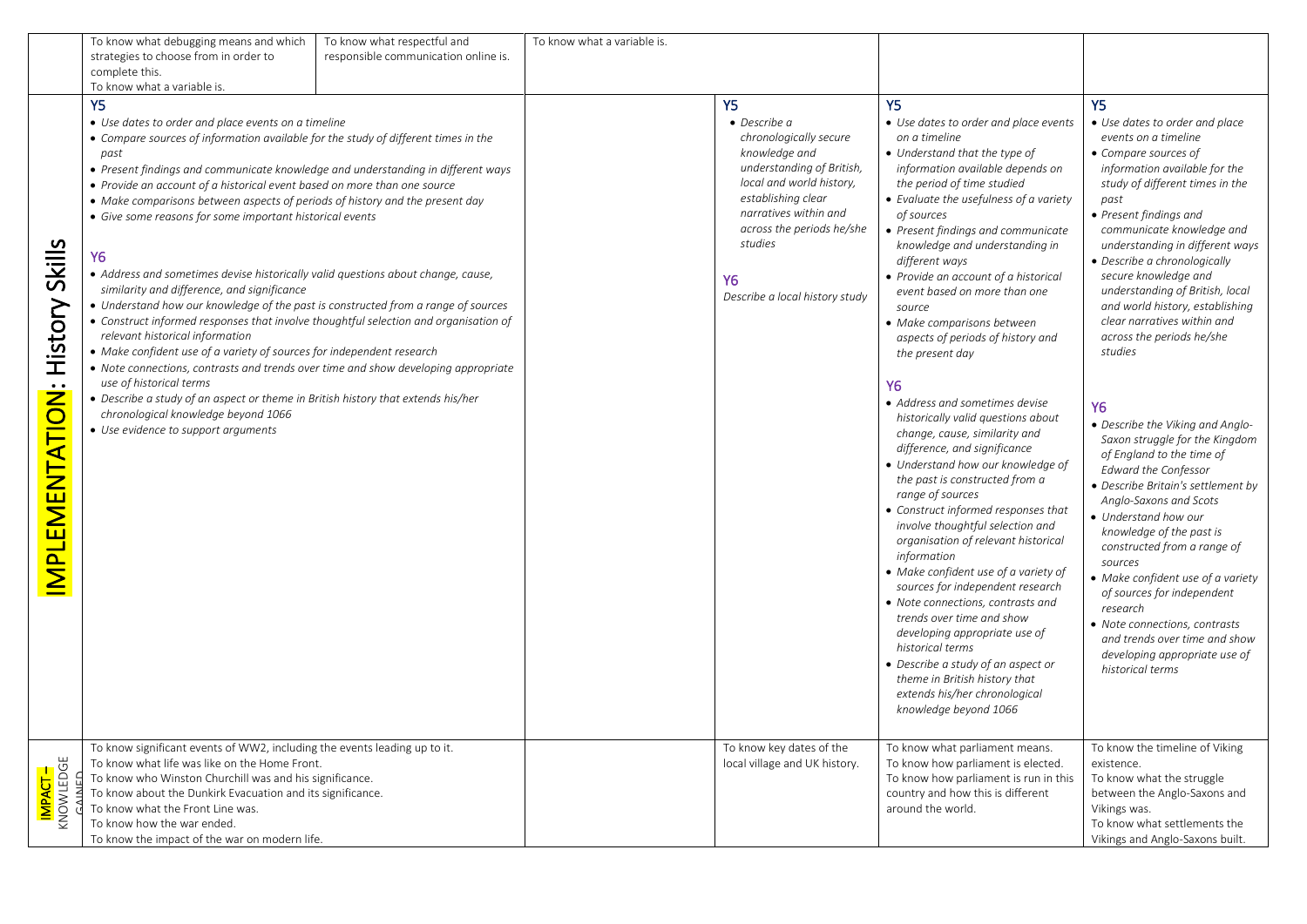| | | | | | | |
|---|---|---|---|---|---|---|
| | To know what debugging means and which strategies to choose from in order to complete this.<br>To know what a variable is. | To know what respectful and responsible communication online is. | To know what a variable is. | | | |
| **IMPLEMENTATION: History Skills** | **Y5**<br>• *Use dates to order and place events on a timeline*<br>• *Compare sources of information available for the study of different times in the past*<br>• *Present findings and communicate knowledge and understanding in different ways*<br>• *Provide an account of a historical event based on more than one source*<br>• *Make comparisons between aspects of periods of history and the present day*<br>• *Give some reasons for some important historical events*<br><br>**Y6**<br>• *Address and sometimes devise historically valid questions about change, cause, similarity and difference, and significance*<br>• *Understand how our knowledge of the past is constructed from a range of sources*<br>• *Construct informed responses that involve thoughtful selection and organisation of relevant historical information*<br>• *Make confident use of a variety of sources for independent research*<br>• *Note connections, contrasts and trends over time and show developing appropriate use of historical terms*<br>• *Describe a study of an aspect or theme in British history that extends his/her chronological knowledge beyond 1066*<br>• *Use evidence to support arguments* | | | **Y5**<br>• *Describe a chronologically secure knowledge and understanding of British, local and world history, establishing clear narratives within and across the periods he/she studies*<br><br>**Y6**<br>*Describe a local history study* | **Y5**<br>• *Use dates to order and place events on a timeline*<br>• *Understand that the type of information available depends on the period of time studied*<br>• *Evaluate the usefulness of a variety of sources*<br>• *Present findings and communicate knowledge and understanding in different ways*<br>• *Provide an account of a historical event based on more than one source*<br>• *Make comparisons between aspects of periods of history and the present day*<br><br>**Y6**<br>• *Address and sometimes devise historically valid questions about change, cause, similarity and difference, and significance*<br>• *Understand how our knowledge of the past is constructed from a range of sources*<br>• *Construct informed responses that involve thoughtful selection and organisation of relevant historical information*<br>• *Make confident use of a variety of sources for independent research*<br>• *Note connections, contrasts and trends over time and show developing appropriate use of historical terms*<br>• *Describe a study of an aspect or theme in British history that extends his/her chronological knowledge beyond 1066* | **Y5**<br>• *Use dates to order and place events on a timeline*<br>• *Compare sources of information available for the study of different times in the past*<br>• *Present findings and communicate knowledge and understanding in different ways*<br>• *Describe a chronologically secure knowledge and understanding of British, local and world history, establishing clear narratives within and across the periods he/she studies*<br><br>**Y6**<br>• *Describe the Viking and Anglo-Saxon struggle for the Kingdom of England to the time of Edward the Confessor*<br>• *Describe Britain's settlement by Anglo-Saxons and Scots*<br>• *Understand how our knowledge of the past is constructed from a range of sources*<br>• *Make confident use of a variety of sources for independent research*<br>• *Note connections, contrasts and trends over time and show developing appropriate use of historical terms* |
| **IMPACT – KNOWLEDGE GAINED** | To know significant events of WW2, including the events leading up to it.<br>To know what life was like on the Home Front.<br>To know who Winston Churchill was and his significance.<br>To know about the Dunkirk Evacuation and its significance.<br>To know what the Front Line was.<br>To know how the war ended.<br>To know the impact of the war on modern life. | | | To know key dates of the local village and UK history. | To know what parliament means.<br>To know how parliament is elected.<br>To know how parliament is run in this country and how this is different around the world. | To know the timeline of Viking existence.<br>To know what the struggle between the Anglo-Saxons and Vikings was.<br>To know what settlements the Vikings and Anglo-Saxons built. |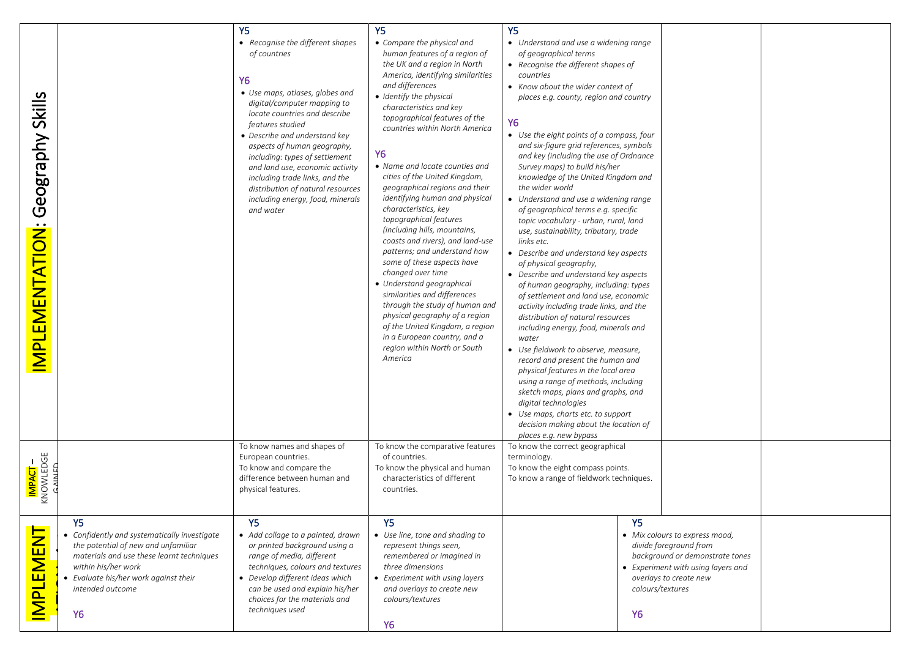| | | | | | | |
|---|---|---|---|---|---|---|
| **IMPLEMENTATION: Geography Skills** | | **Y5**<br>• *Recognise the different shapes of countries*<br><br>**Y6**<br>• *Use maps, atlases, globes and digital/computer mapping to locate countries and describe features studied*<br>• *Describe and understand key aspects of human geography, including: types of settlement and land use, economic activity including trade links, and the distribution of natural resources including energy, food, minerals and water* | **Y5**<br>• *Compare the physical and human features of a region of the UK and a region in North America, identifying similarities and differences*<br>• *Identify the physical characteristics and key topographical features of the countries within North America*<br><br>**Y6**<br>• *Name and locate counties and cities of the United Kingdom, geographical regions and their identifying human and physical characteristics, key topographical features (including hills, mountains, coasts and rivers), and land-use patterns; and understand how some of these aspects have changed over time*<br>• *Understand geographical similarities and differences through the study of human and physical geography of a region of the United Kingdom, a region in a European country, and a region within North or South America* | **Y5**<br>• *Understand and use a widening range of geographical terms*<br>• *Recognise the different shapes of countries*<br>• *Know about the wider context of places e.g. county, region and country*<br><br>**Y6**<br>• *Use the eight points of a compass, four and six-figure grid references, symbols and key (including the use of Ordnance Survey maps) to build his/her knowledge of the United Kingdom and the wider world*<br>• *Understand and use a widening range of geographical terms e.g. specific topic vocabulary - urban, rural, land use, sustainability, tributary, trade links etc.*<br>• *Describe and understand key aspects of physical geography,*<br>• *Describe and understand key aspects of human geography, including: types of settlement and land use, economic activity including trade links, and the distribution of natural resources including energy, food, minerals and water*<br>• *Use fieldwork to observe, measure, record and present the human and physical features in the local area using a range of methods, including sketch maps, plans and graphs, and digital technologies*<br>• *Use maps, charts etc. to support decision making about the location of places e.g. new bypass* | | |
| **IMPACT** – KNOWLEDGE GAINED | | To know names and shapes of European countries.<br>To know and compare the difference between human and physical features. | To know the comparative features of countries.<br>To know the physical and human characteristics of different countries. | To know the correct geographical terminology.<br>To know the eight compass points.<br>To know a range of fieldwork techniques. | | |
| **IMPLEMENT** | **Y5**<br>• *Confidently and systematically investigate the potential of new and unfamiliar materials and use these learnt techniques within his/her work*<br>• *Evaluate his/her work against their intended outcome*<br><br>**Y6** | **Y5**<br>• *Add collage to a painted, drawn or printed background using a range of media, different techniques, colours and textures*<br>• *Develop different ideas which can be used and explain his/her choices for the materials and techniques used* | **Y5**<br>• *Use line, tone and shading to represent things seen, remembered or imagined in three dimensions*<br>• *Experiment with using layers and overlays to create new colours/textures*<br><br>**Y6** | | **Y5**<br>• *Mix colours to express mood, divide foreground from background or demonstrate tones*<br>• *Experiment with using layers and overlays to create new colours/textures*<br><br>**Y6** | |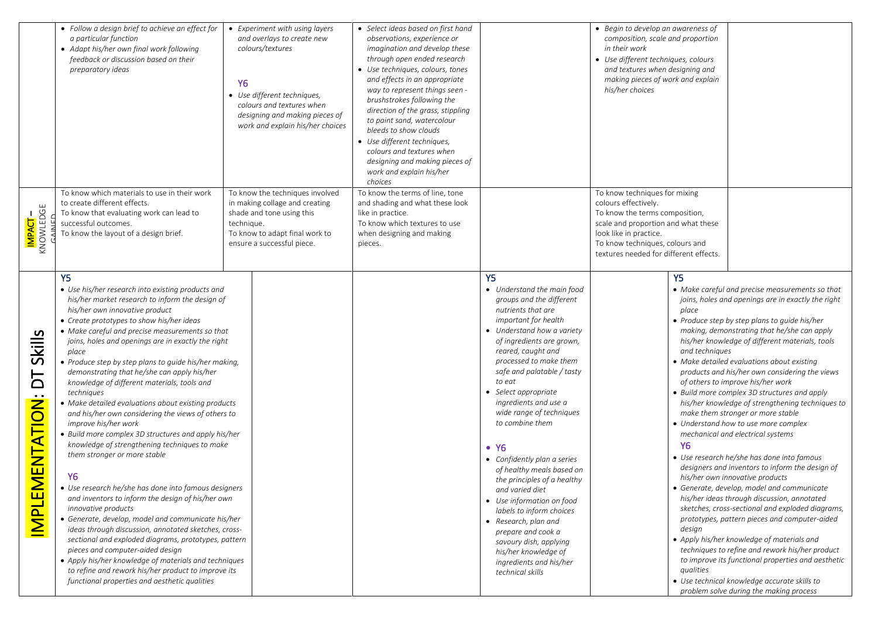| | | | | | | |
|---|---|---|---|---|---|---|
| | • *Follow a design brief to achieve an effect for a particular function*<br>• *Adapt his/her own final work following feedback or discussion based on their preparatory ideas* | • *Experiment with using layers and overlays to create new colours/textures*<br><br>**Y6**<br>• *Use different techniques, colours and textures when designing and making pieces of work and explain his/her choices* | • *Select ideas based on first hand observations, experience or imagination and develop these through open ended research*<br>• *Use techniques, colours, tones and effects in an appropriate way to represent things seen - brushstrokes following the direction of the grass, stippling to paint sand, watercolour bleeds to show clouds*<br>• *Use different techniques, colours and textures when designing and making pieces of work and explain his/her choices* | | • *Begin to develop an awareness of composition, scale and proportion in their work*<br>• *Use different techniques, colours and textures when designing and making pieces of work and explain his/her choices* | |
| **IMPACT – KNOWLEDGE GAINED** | To know which materials to use in their work to create different effects.<br>To know that evaluating work can lead to successful outcomes.<br>To know the layout of a design brief. | To know the techniques involved in making collage and creating shade and tone using this technique.<br>To know to adapt final work to ensure a successful piece. | To know the terms of line, tone and shading and what these look like in practice.<br>To know which textures to use when designing and making pieces. | | To know techniques for mixing colours effectively.<br>To know the terms composition, scale and proportion and what these look like in practice.<br>To know techniques, colours and textures needed for different effects. | |
| **IMPLEMENTATION: DT Skills** | **Y5**<br>• *Use his/her research into existing products and his/her market research to inform the design of his/her own innovative product*<br>• *Create prototypes to show his/her ideas*<br>• *Make careful and precise measurements so that joins, holes and openings are in exactly the right place*<br>• *Produce step by step plans to guide his/her making, demonstrating that he/she can apply his/her knowledge of different materials, tools and techniques*<br>• *Make detailed evaluations about existing products and his/her own considering the views of others to improve his/her work*<br>• *Build more complex 3D structures and apply his/her knowledge of strengthening techniques to make them stronger or more stable*<br><br>**Y6**<br>• *Use research he/she has done into famous designers and inventors to inform the design of his/her own innovative products*<br>• *Generate, develop, model and communicate his/her ideas through discussion, annotated sketches, cross-sectional and exploded diagrams, prototypes, pattern pieces and computer-aided design*<br>• *Apply his/her knowledge of materials and techniques to refine and rework his/her product to improve its functional properties and aesthetic qualities* | | | **Y5**<br>• *Understand the main food groups and the different nutrients that are important for health*<br>• *Understand how a variety of ingredients are grown, reared, caught and processed to make them safe and palatable / tasty to eat*<br>• *Select appropriate ingredients and use a wide range of techniques to combine them*<br><br>• **Y6**<br>• *Confidently plan a series of healthy meals based on the principles of a healthy and varied diet*<br>• *Use information on food labels to inform choices*<br>• *Research, plan and prepare and cook a savoury dish, applying his/her knowledge of ingredients and his/her technical skills* | | **Y5**<br>• *Make careful and precise measurements so that joins, holes and openings are in exactly the right place*<br>• *Produce step by step plans to guide his/her making, demonstrating that he/she can apply his/her knowledge of different materials, tools and techniques*<br>• *Make detailed evaluations about existing products and his/her own considering the views of others to improve his/her work*<br>• *Build more complex 3D structures and apply his/her knowledge of strengthening techniques to make them stronger or more stable*<br>• *Understand how to use more complex mechanical and electrical systems*<br>**Y6**<br>• *Use research he/she has done into famous designers and inventors to inform the design of his/her own innovative products*<br>• *Generate, develop, model and communicate his/her ideas through discussion, annotated sketches, cross-sectional and exploded diagrams, prototypes, pattern pieces and computer-aided design*<br>• *Apply his/her knowledge of materials and techniques to refine and rework his/her product to improve its functional properties and aesthetic qualities*<br>• *Use technical knowledge accurate skills to problem solve during the making process* |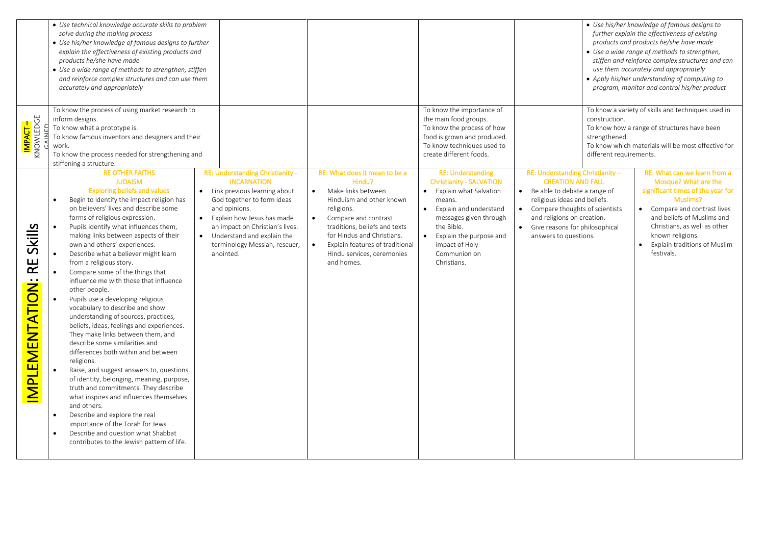| | | | | | | |
|---|---|---|---|---|---|---|
| | • *Use technical knowledge accurate skills to problem solve during the making process*<br>• *Use his/her knowledge of famous designs to further explain the effectiveness of existing products and products he/she have made*<br>• *Use a wide range of methods to strengthen, stiffen and reinforce complex structures and can use them accurately and appropriately* | | | | | • *Use his/her knowledge of famous designs to further explain the effectiveness of existing products and products he/she have made*<br>• *Use a wide range of methods to strengthen, stiffen and reinforce complex structures and can use them accurately and appropriately*<br>• *Apply his/her understanding of computing to program, monitor and control his/her product* |
| **IMPACT –** KNOWLEDGE GAINED | To know the process of using market research to inform designs.<br>To know what a prototype is.<br>To know famous inventors and designers and their work.<br>To know the process needed for strengthening and stiffening a structure. | | | To know the importance of the main food groups.<br>To know the process of how food is grown and produced.<br>To know techniques used to create different foods. | | To know a variety of skills and techniques used in construction.<br>To know how a range of structures have been strengthened.<br>To know which materials will be most effective for different requirements. |
| **IMPLEMENTATION: RE Skills** | **RE OTHER FAITHS**<br>**JUDAISM**<br>**Exploring beliefs and values**<br>• Begin to identify the impact religion has on believers' lives and describe some forms of religious expression.<br>• Pupils identify what influences them, making links between aspects of their own and others' experiences.<br>• Describe what a believer might learn from a religious story.<br>• Compare some of the things that influence me with those that influence other people.<br>• Pupils use a developing religious vocabulary to describe and show understanding of sources, practices, beliefs, ideas, feelings and experiences. They make links between them, and describe some similarities and differences both within and between religions.<br>• Raise, and suggest answers to, questions of identity, belonging, meaning, purpose, truth and commitments. They describe what inspires and influences themselves and others.<br>• Describe and explore the real importance of the Torah for Jews.<br>• Describe and question what Shabbat contributes to the Jewish pattern of life. | **RE: Understanding Christianity - INCARNATION**<br>• Link previous learning about God together to form ideas and opinions.<br>• Explain how Jesus has made an impact on Christian's lives.<br>• Understand and explain the terminology Messiah, rescuer, anointed. | **RE: What does it mean to be a Hindu?**<br>• Make links between Hinduism and other known religions.<br>• Compare and contrast traditions, beliefs and texts for Hindus and Christians.<br>• Explain features of traditional Hindu services, ceremonies and homes. | **RE: Understanding Christianity - SALVATION**<br>• Explain what Salvation means.<br>• Explain and understand messages given through the Bible.<br>• Explain the purpose and impact of Holy Communion on Christians. | **RE: Understanding Christianity – CREATION AND FALL**<br>• Be able to debate a range of religious ideas and beliefs.<br>• Compare thoughts of scientists and religions on creation.<br>• Give reasons for philosophical answers to questions. | **RE: What can we learn from a Mosque? What are the significant times of the year for Muslims?**<br>• Compare and contrast lives and beliefs of Muslims and Christians, as well as other known religions.<br>• Explain traditions of Muslim festivals. |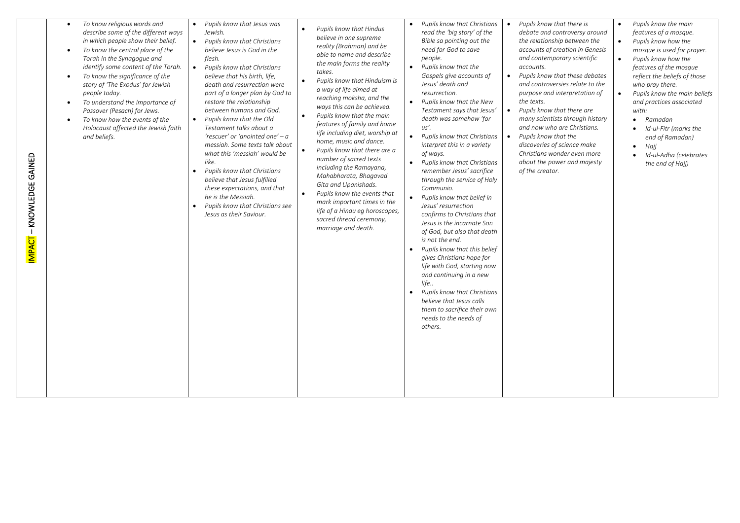| IMPACT – KNOWLEDGE GAINED | | | | | | |
|---|---|---|---|---|---|---|
| | • *To know religious words and describe some of the different ways in which people show their belief.*<br>• *To know the central place of the Torah in the Synagogue and identify some content of the Torah.*<br>• *To know the significance of the story of 'The Exodus' for Jewish people today.*<br>• *To understand the importance of Passover (Pesach) for Jews.*<br>• *To know how the events of the Holocaust affected the Jewish faith and beliefs.* | • *Pupils know that Jesus was Jewish.*<br>• *Pupils know that Christians believe Jesus is God in the flesh.*<br>• *Pupils know that Christians believe that his birth, life, death and resurrection were part of a longer plan by God to restore the relationship between humans and God.*<br>• *Pupils know that the Old Testament talks about a 'rescuer' or 'anointed one' – a messiah. Some texts talk about what this 'messiah' would be like.*<br>• *Pupils know that Christians believe that Jesus fulfilled these expectations, and that he is the Messiah.*<br>• *Pupils know that Christians see Jesus as their Saviour.* | • *Pupils know that Hindus believe in one supreme reality (Brahman) and be able to name and describe the main forms the reality takes.*<br>• *Pupils know that Hinduism is a way of life aimed at reaching moksha, and the ways this can be achieved.*<br>• *Pupils know that the main features of family and home life including diet, worship at home, music and dance.*<br>• *Pupils know that there are a number of sacred texts including the Ramayana, Mahabharata, Bhagavad Gita and Upanishads.*<br>• *Pupils know the events that mark important times in the life of a Hindu eg horoscopes, sacred thread ceremony, marriage and death.* | • *Pupils know that Christians read the 'big story' of the Bible sa pointing out the need for God to save people.*<br>• *Pupils know that the Gospels give accounts of Jesus' death and resurrection.*<br>• *Pupils know that the New Testament says that Jesus' death was somehow 'for us'.*<br>• *Pupils know that Christians interpret this in a variety of ways.*<br>• *Pupils know that Christians remember Jesus' sacrifice through the service of Holy Communio.*<br>• *Pupils know that belief in Jesus' resurrection confirms to Christians that Jesus is the incarnate Son of God, but also that death is not the end.*<br>• *Pupils know that this belief gives Christians hope for life with God, starting now and continuing in a new life..*<br>• *Pupils know that Christians believe that Jesus calls them to sacrifice their own needs to the needs of others.* | • *Pupils know that there is debate and controversy around the relationship between the accounts of creation in Genesis and contemporary scientific accounts.*<br>• *Pupils know that these debates and controversies relate to the purpose and interpretation of the texts.*<br>• *Pupils know that there are many scientists through history and now who are Christians.*<br>• *Pupils know that the discoveries of science make Christians wonder even more about the power and majesty of the creator.* | • *Pupils know the main features of a mosque.*<br>• *Pupils know how the mosque is used for prayer.*<br>• *Pupils know how the features of the mosque reflect the beliefs of those who pray there.*<br>• *Pupils know the main beliefs and practices associated with:*<br>  ◦ *Ramadan*<br>  ◦ *Id-ul-Fitr (marks the end of Ramadan)*<br>  ◦ *Hajj*<br>  ◦ *Id-ul-Adha (celebrates the end of Hajj)* |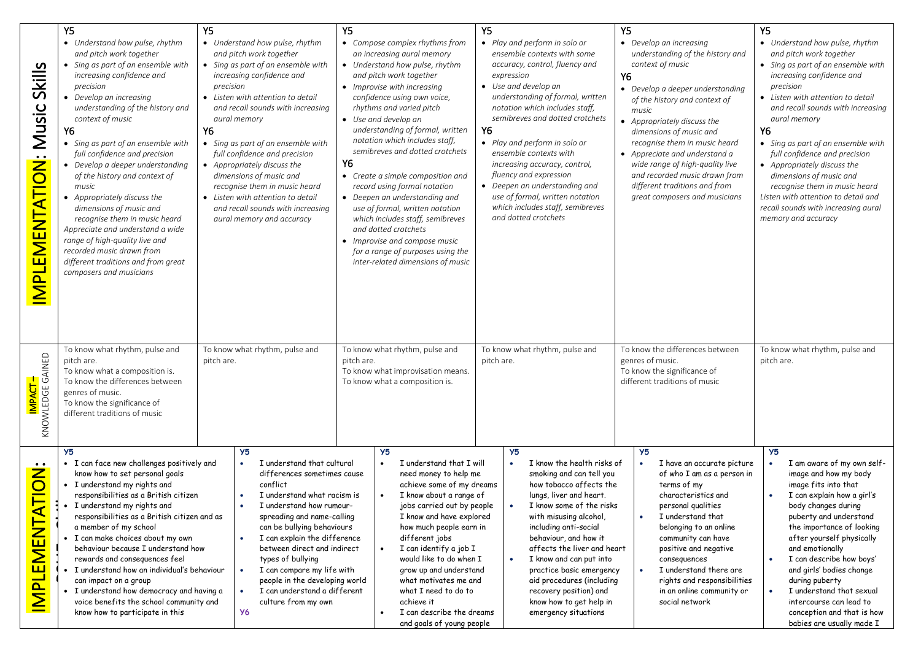| | | | | | | |
|---|---|---|---|---|---|---|
| **IMPLEMENTATION: Music Skills** | **Y5**<br>• *Understand how pulse, rhythm and pitch work together*<br>• *Sing as part of an ensemble with increasing confidence and precision*<br>• *Develop an increasing understanding of the history and context of music*<br>**Y6**<br>• *Sing as part of an ensemble with full confidence and precision*<br>• *Develop a deeper understanding of the history and context of music*<br>• *Appropriately discuss the dimensions of music and recognise them in music heard*<br>*Appreciate and understand a wide range of high-quality live and recorded music drawn from different traditions and from great composers and musicians* | **Y5**<br>• *Understand how pulse, rhythm and pitch work together*<br>• *Sing as part of an ensemble with increasing confidence and precision*<br>• *Listen with attention to detail and recall sounds with increasing aural memory*<br>**Y6**<br>• *Sing as part of an ensemble with full confidence and precision*<br>• *Appropriately discuss the dimensions of music and recognise them in music heard*<br>• *Listen with attention to detail and recall sounds with increasing aural memory and accuracy* | **Y5**<br>• *Compose complex rhythms from an increasing aural memory*<br>• *Understand how pulse, rhythm and pitch work together*<br>• *Improvise with increasing confidence using own voice, rhythms and varied pitch*<br>• *Use and develop an understanding of formal, written notation which includes staff, semibreves and dotted crotchets*<br>**Y6**<br>• *Create a simple composition and record using formal notation*<br>• *Deepen an understanding and use of formal, written notation which includes staff, semibreves and dotted crotchets*<br>• *Improvise and compose music for a range of purposes using the inter-related dimensions of music* | **Y5**<br>• *Play and perform in solo or ensemble contexts with some accuracy, control, fluency and expression*<br>• *Use and develop an understanding of formal, written notation which includes staff, semibreves and dotted crotchets*<br>**Y6**<br>• *Play and perform in solo or ensemble contexts with increasing accuracy, control, fluency and expression*<br>• *Deepen an understanding and use of formal, written notation which includes staff, semibreves and dotted crotchets* | **Y5**<br>• *Develop an increasing understanding of the history and context of music*<br>**Y6**<br>• *Develop a deeper understanding of the history and context of music*<br>• *Appropriately discuss the dimensions of music and recognise them in music heard*<br>• *Appreciate and understand a wide range of high-quality live and recorded music drawn from different traditions and from great composers and musicians* | **Y5**<br>• *Understand how pulse, rhythm and pitch work together*<br>• *Sing as part of an ensemble with increasing confidence and precision*<br>• *Listen with attention to detail and recall sounds with increasing aural memory*<br>**Y6**<br>• *Sing as part of an ensemble with full confidence and precision*<br>• *Appropriately discuss the dimensions of music and recognise them in music heard*<br>*Listen with attention to detail and recall sounds with increasing aural memory and accuracy* |
| **IMPACT –** KNOWLEDGE GAINED | To know what rhythm, pulse and pitch are.<br>To know what a composition is.<br>To know the differences between genres of music.<br>To know the significance of different traditions of music | To know what rhythm, pulse and pitch are. | To know what rhythm, pulse and pitch are.<br>To know what improvisation means.<br>To know what a composition is. | To know what rhythm, pulse and pitch are. | To know the differences between genres of music.<br>To know the significance of different traditions of music | To know what rhythm, pulse and pitch are. |
| **IMPLEMENTATION:** | **Y5**<br>• I can face new challenges positively and know how to set personal goals<br>• I understand my rights and responsibilities as a British citizen<br>• I understand my rights and responsibilities as a British citizen and as a member of my school<br>• I can make choices about my own behaviour because I understand how rewards and consequences feel<br>• I understand how an individual's behaviour can impact on a group<br>• I understand how democracy and having a voice benefits the school community and know how to participate in this | **Y5**<br>• I understand that cultural differences sometimes cause conflict<br>• I understand what racism is<br>• I understand how rumour-spreading and name-calling can be bullying behaviours<br>• I can explain the difference between direct and indirect types of bullying<br>• I can compare my life with people in the developing world<br>• I can understand a different culture from my own<br>**Y6** | **Y5**<br>• I understand that I will need money to help me achieve some of my dreams<br>• I know about a range of jobs carried out by people I know and have explored how much people earn in different jobs<br>• I can identify a job I would like to do when I grow up and understand what motivates me and what I need to do to achieve it<br>• I can describe the dreams and goals of young people | **Y5**<br>• I know the health risks of smoking and can tell you how tobacco affects the lungs, liver and heart.<br>• I know some of the risks with misusing alcohol, including anti-social behaviour, and how it affects the liver and heart<br>• I know and can put into practice basic emergency aid procedures (including recovery position) and know how to get help in emergency situations | **Y5**<br>• I have an accurate picture of who I am as a person in terms of my characteristics and personal qualities<br>• I understand that belonging to an online community can have positive and negative consequences<br>• I understand there are rights and responsibilities in an online community or social network | **Y5**<br>• I am aware of my own self-image and how my body image fits into that<br>• I can explain how a girl's body changes during puberty and understand the importance of looking after yourself physically and emotionally<br>• I can describe how boys' and girls' bodies change during puberty<br>• I understand that sexual intercourse can lead to conception and that is how babies are usually made I |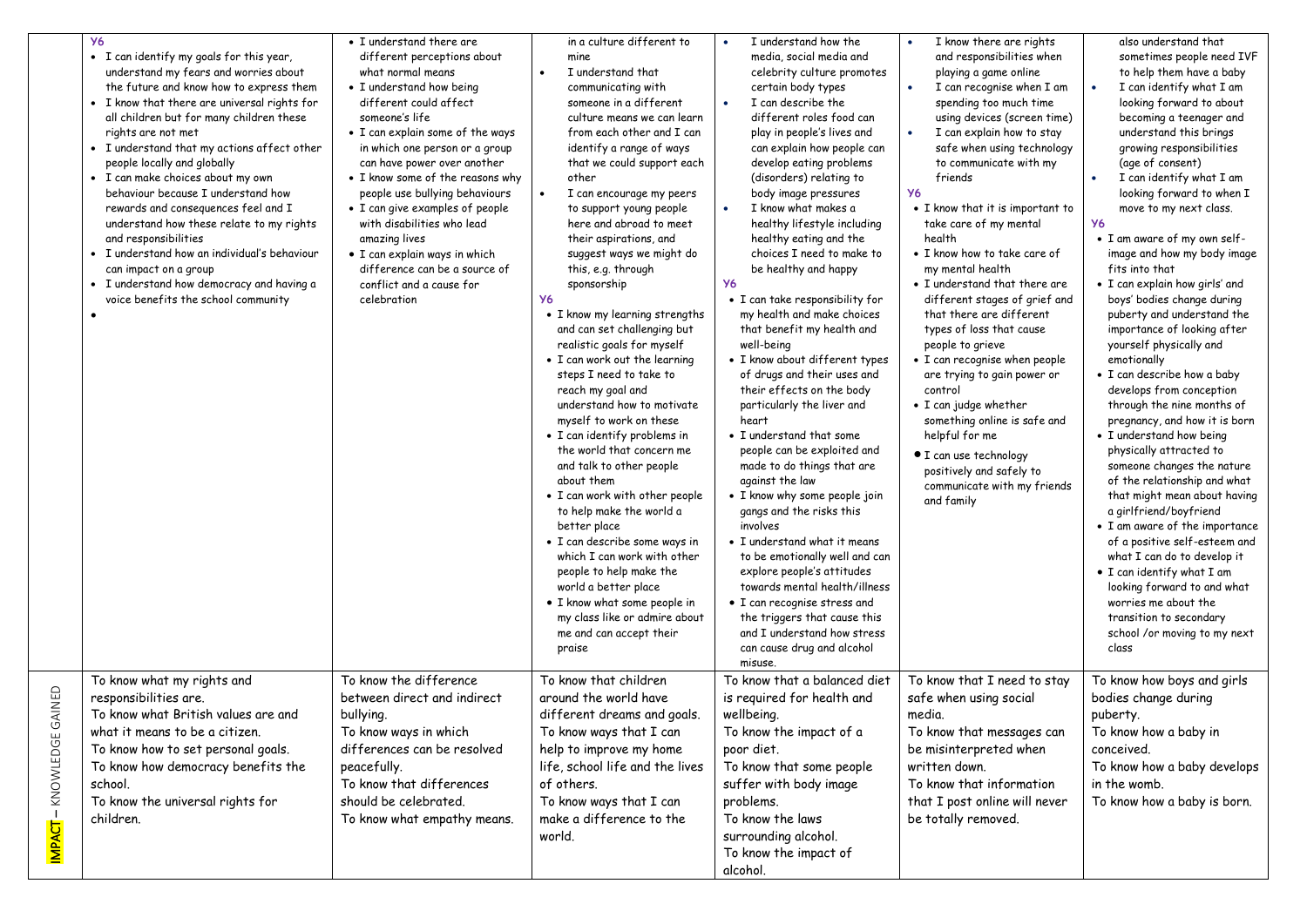| | | | | | | |
|---|---|---|---|---|---|---|
| | Y6<br>• I can identify my goals for this year, understand my fears and worries about the future and know how to express them<br>• I know that there are universal rights for all children but for many children these rights are not met<br>• I understand that my actions affect other people locally and globally<br>• I can make choices about my own behaviour because I understand how rewards and consequences feel and I understand how these relate to my rights and responsibilities<br>• I understand how an individual's behaviour can impact on a group<br>• I understand how democracy and having a voice benefits the school community<br>• | • I understand there are different perceptions about what normal means<br>• I understand how being different could affect someone's life<br>• I can explain some of the ways in which one person or a group can have power over another<br>• I know some of the reasons why people use bullying behaviours<br>• I can give examples of people with disabilities who lead amazing lives<br>• I can explain ways in which difference can be a source of conflict and a cause for celebration | in a culture different to mine<br>• I understand that communicating with someone in a different culture means we can learn from each other and I can identify a range of ways that we could support each other<br>• I can encourage my peers to support young people here and abroad to meet their aspirations, and suggest ways we might do this, e.g. through sponsorship<br>Y6<br>• I know my learning strengths and can set challenging but realistic goals for myself<br>• I can work out the learning steps I need to take to reach my goal and understand how to motivate myself to work on these<br>• I can identify problems in the world that concern me and talk to other people about them<br>• I can work with other people to help make the world a better place<br>• I can describe some ways in which I can work with other people to help make the world a better place<br>• I know what some people in my class like or admire about me and can accept their praise | • I understand how the media, social media and celebrity culture promotes certain body types<br>• I can describe the different roles food can play in people's lives and can explain how people can develop eating problems (disorders) relating to body image pressures<br>• I know what makes a healthy lifestyle including healthy eating and the choices I need to make to be healthy and happy<br>Y6<br>• I can take responsibility for my health and make choices that benefit my health and well-being<br>• I know about different types of drugs and their uses and their effects on the body particularly the liver and heart<br>• I understand that some people can be exploited and made to do things that are against the law<br>• I know why some people join gangs and the risks this involves<br>• I understand what it means to be emotionally well and can explore people's attitudes towards mental health/illness<br>• I can recognise stress and the triggers that cause this and I understand how stress can cause drug and alcohol misuse. | • I know there are rights and responsibilities when playing a game online<br>• I can recognise when I am spending too much time using devices (screen time)<br>• I can explain how to stay safe when using technology to communicate with my friends<br>Y6<br>• I know that it is important to take care of my mental health<br>• I know how to take care of my mental health<br>• I understand that there are different stages of grief and that there are different types of loss that cause people to grieve<br>• I can recognise when people are trying to gain power or control<br>• I can judge whether something online is safe and helpful for me<br>• I can use technology positively and safely to communicate with my friends and family | also understand that sometimes people need IVF to help them have a baby<br>• I can identify what I am looking forward to about becoming a teenager and understand this brings growing responsibilities (age of consent)<br>• I can identify what I am looking forward to when I move to my next class.<br>Y6<br>• I am aware of my own self-image and how my body image fits into that<br>• I can explain how girls' and boys' bodies change during puberty and understand the importance of looking after yourself physically and emotionally<br>• I can describe how a baby develops from conception through the nine months of pregnancy, and how it is born<br>• I understand how being physically attracted to someone changes the nature of the relationship and what that might mean about having a girlfriend/boyfriend<br>• I am aware of the importance of a positive self-esteem and what I can do to develop it<br>• I can identify what I am looking forward to and what worries me about the transition to secondary school /or moving to my next class |
| IMPACT – KNOWLEDGE GAINED | To know what my rights and responsibilities are.<br>To know what British values are and what it means to be a citizen.<br>To know how to set personal goals.<br>To know how democracy benefits the school.<br>To know the universal rights for children. | To know the difference between direct and indirect bullying.<br>To know ways in which differences can be resolved peacefully.<br>To know that differences should be celebrated.<br>To know what empathy means. | To know that children around the world have different dreams and goals.<br>To know ways that I can help to improve my home life, school life and the lives of others.<br>To know ways that I can make a difference to the world. | To know that a balanced diet is required for health and wellbeing.<br>To know the impact of a poor diet.<br>To know that some people suffer with body image problems.<br>To know the laws surrounding alcohol.<br>To know the impact of alcohol. | To know that I need to stay safe when using social media.<br>To know that messages can be misinterpreted when written down.<br>To know that information that I post online will never be totally removed. | To know how boys and girls bodies change during puberty.<br>To know how a baby in conceived.<br>To know how a baby develops in the womb.<br>To know how a baby is born. |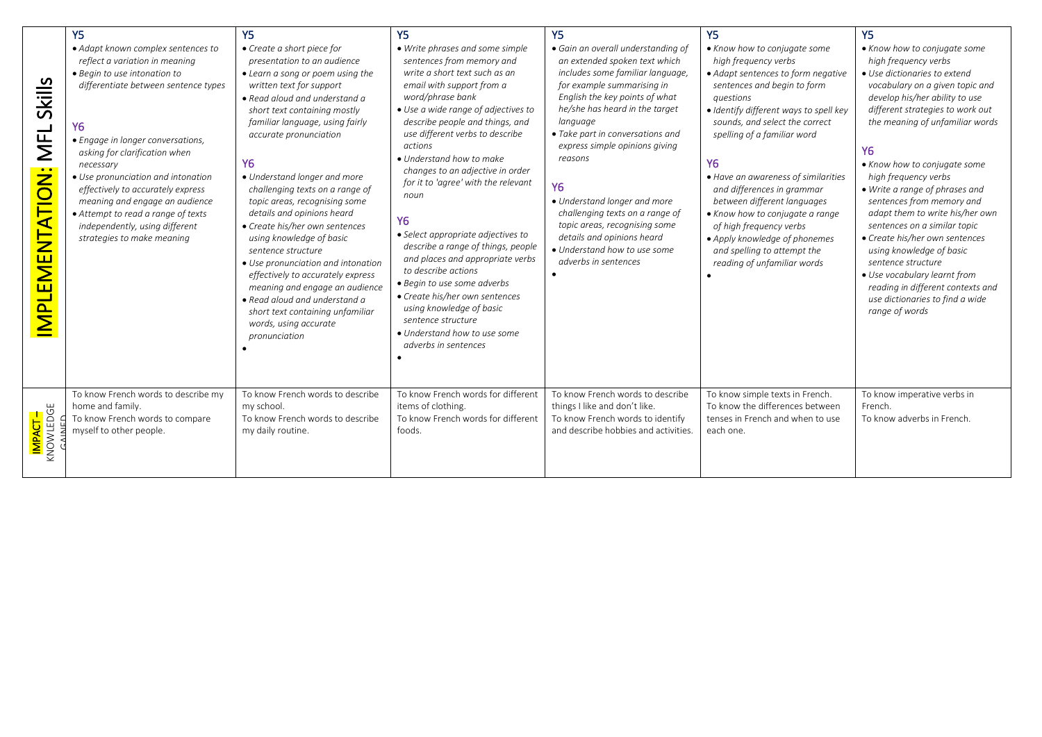| | | | | | | |
|---|---|---|---|---|---|---|
| **IMPLEMENTATION: MFL Skills** | **Y5**<br>• *Adapt known complex sentences to reflect a variation in meaning*<br>• *Begin to use intonation to differentiate between sentence types*<br><br>**Y6**<br>• *Engage in longer conversations, asking for clarification when necessary*<br>• *Use pronunciation and intonation effectively to accurately express meaning and engage an audience*<br>• *Attempt to read a range of texts independently, using different strategies to make meaning* | **Y5**<br>• *Create a short piece for presentation to an audience*<br>• *Learn a song or poem using the written text for support*<br>• *Read aloud and understand a short text containing mostly familiar language, using fairly accurate pronunciation*<br><br>**Y6**<br>• *Understand longer and more challenging texts on a range of topic areas, recognising some details and opinions heard*<br>• *Create his/her own sentences using knowledge of basic sentence structure*<br>• *Use pronunciation and intonation effectively to accurately express meaning and engage an audience*<br>• *Read aloud and understand a short text containing unfamiliar words, using accurate pronunciation*<br>• | **Y5**<br>• *Write phrases and some simple sentences from memory and write a short text such as an email with support from a word/phrase bank*<br>• *Use a wide range of adjectives to describe people and things, and use different verbs to describe actions*<br>• *Understand how to make changes to an adjective in order for it to 'agree' with the relevant noun*<br><br>**Y6**<br>• *Select appropriate adjectives to describe a range of things, people and places and appropriate verbs to describe actions*<br>• *Begin to use some adverbs*<br>• *Create his/her own sentences using knowledge of basic sentence structure*<br>• *Understand how to use some adverbs in sentences*<br>• | **Y5**<br>• *Gain an overall understanding of an extended spoken text which includes some familiar language, for example summarising in English the key points of what he/she has heard in the target language*<br>• *Take part in conversations and express simple opinions giving reasons*<br><br>**Y6**<br>• *Understand longer and more challenging texts on a range of topic areas, recognising some details and opinions heard*<br>• *Understand how to use some adverbs in sentences*<br>• | **Y5**<br>• *Know how to conjugate some high frequency verbs*<br>• *Adapt sentences to form negative sentences and begin to form questions*<br>• *Identify different ways to spell key sounds, and select the correct spelling of a familiar word*<br><br>**Y6**<br>• *Have an awareness of similarities and differences in grammar between different languages*<br>• *Know how to conjugate a range of high frequency verbs*<br>• *Apply knowledge of phonemes and spelling to attempt the reading of unfamiliar words*<br>• | **Y5**<br>• *Know how to conjugate some high frequency verbs*<br>• *Use dictionaries to extend vocabulary on a given topic and develop his/her ability to use different strategies to work out the meaning of unfamiliar words*<br><br>**Y6**<br>• *Know how to conjugate some high frequency verbs*<br>• *Write a range of phrases and sentences from memory and adapt them to write his/her own sentences on a similar topic*<br>• *Create his/her own sentences using knowledge of basic sentence structure*<br>• *Use vocabulary learnt from reading in different contexts and use dictionaries to find a wide range of words* |
| **IMPACT – KNOWLEDGE GAINED** | To know French words to describe my home and family.<br>To know French words to compare myself to other people. | To know French words to describe my school.<br>To know French words to describe my daily routine. | To know French words for different items of clothing.<br>To know French words for different foods. | To know French words to describe things I like and don't like.<br>To know French words to identify and describe hobbies and activities. | To know simple texts in French.<br>To know the differences between tenses in French and when to use each one. | To know imperative verbs in French.<br>To know adverbs in French. |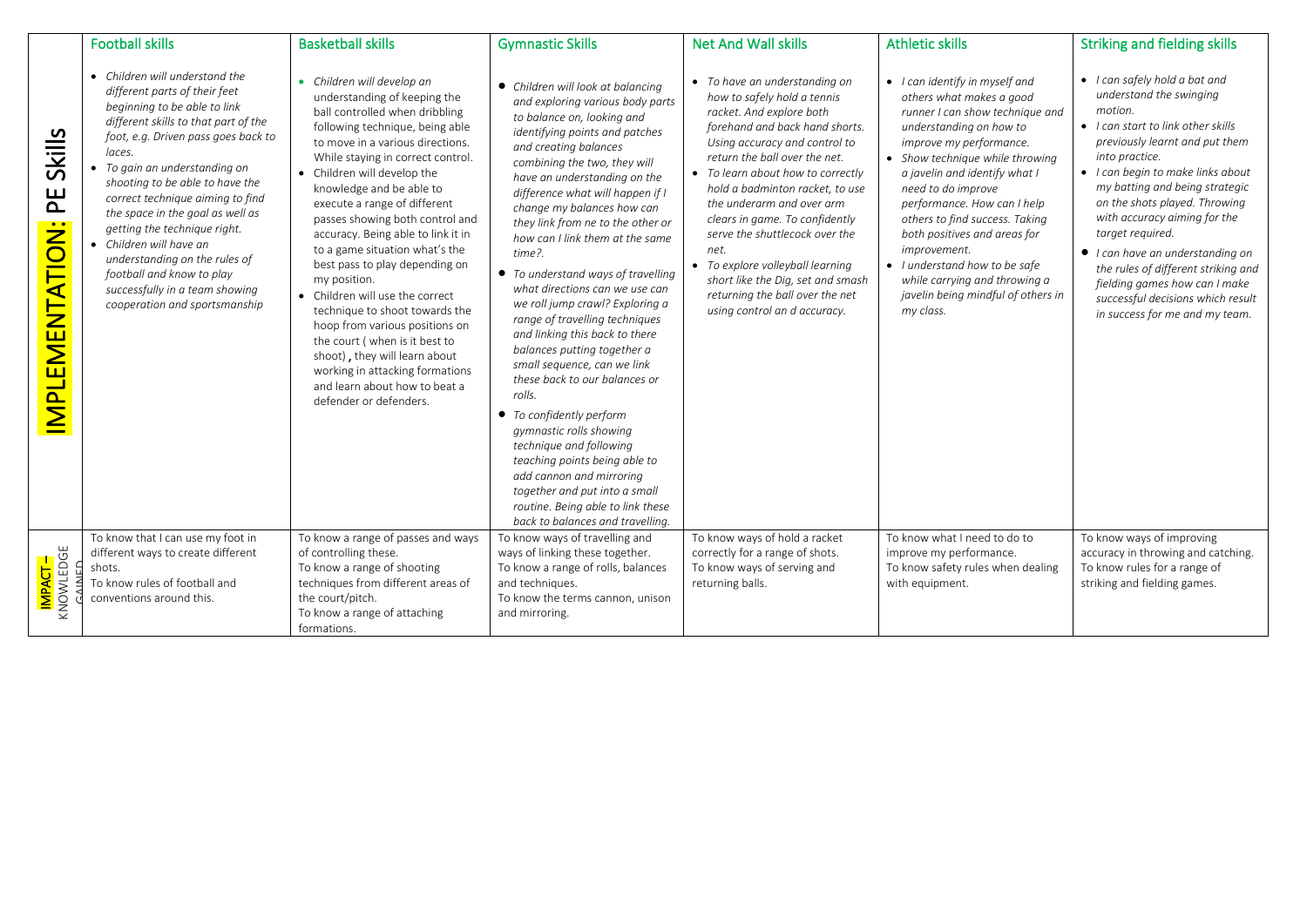| | Football skills | Basketball skills | Gymnastic Skills | Net And Wall skills | Athletic skills | Striking and fielding skills |
|---|---|---|---|---|---|---|
| **IMPLEMENTATION: PE Skills** | • *Children will understand the different parts of their feet beginning to be able to link different skills to that part of the foot, e.g. Driven pass goes back to laces.*<br>• *To gain an understanding on shooting to be able to have the correct technique aiming to find the space in the goal as well as getting the technique right.*<br>• *Children will have an understanding on the rules of football and know to play successfully in a team showing cooperation and sportsmanship* | • *Children will develop an* understanding of keeping the ball controlled when dribbling following technique, being able to move in a various directions. While staying in correct control.<br>• Children will develop the knowledge and be able to execute a range of different passes showing both control and accuracy. Being able to link it in to a game situation what's the best pass to play depending on my position.<br>• Children will use the correct technique to shoot towards the hoop from various positions on the court ( when is it best to shoot) , they will learn about working in attacking formations and learn about how to beat a defender or defenders. | • *Children will look at balancing and exploring various body parts to balance on, looking and identifying points and patches and creating balances combining the two, they will have an understanding on the difference what will happen if I change my balances how can they link from ne to the other or how can I link them at the same time?.*<br>• *To understand ways of travelling what directions can we use can we roll jump crawl? Exploring a range of travelling techniques and linking this back to there balances putting together a small sequence, can we link these back to our balances or rolls.*<br>• *To confidently perform gymnastic rolls showing technique and following teaching points being able to add cannon and mirroring together and put into a small routine. Being able to link these back to balances and travelling.* | • *To have an understanding on how to safely hold a tennis racket. And explore both forehand and back hand shorts. Using accuracy and control to return the ball over the net.*<br>• *To learn about how to correctly hold a badminton racket, to use the underarm and over arm clears in game. To confidently serve the shuttlecock over the net.*<br>• *To explore volleyball learning short like the Dig, set and smash returning the ball over the net using control an d accuracy.* | • *I can identify in myself and others what makes a good runner I can show technique and understanding on how to improve my performance.*<br>• *Show technique while throwing a javelin and identify what I need to do improve performance. How can I help others to find success. Taking both positives and areas for improvement.*<br>• *I understand how to be safe while carrying and throwing a javelin being mindful of others in my class.* | • *I can safely hold a bat and understand the swinging motion.*<br>• *I can start to link other skills previously learnt and put them into practice.*<br>• *I can begin to make links about my batting and being strategic on the shots played. Throwing with accuracy aiming for the target required.*<br>• *I can have an understanding on the rules of different striking and fielding games how can I make successful decisions which result in success for me and my team.* |
| **IMPACT –** KNOWLEDGE GAINED | To know that I can use my foot in different ways to create different shots.<br>To know rules of football and conventions around this. | To know a range of passes and ways of controlling these.<br>To know a range of shooting techniques from different areas of the court/pitch.<br>To know a range of attaching formations. | To know ways of travelling and ways of linking these together.<br>To know a range of rolls, balances and techniques.<br>To know the terms cannon, unison and mirroring. | To know ways of hold a racket correctly for a range of shots.<br>To know ways of serving and returning balls. | To know what I need to do to improve my performance.<br>To know safety rules when dealing with equipment. | To know ways of improving accuracy in throwing and catching.<br>To know rules for a range of striking and fielding games. |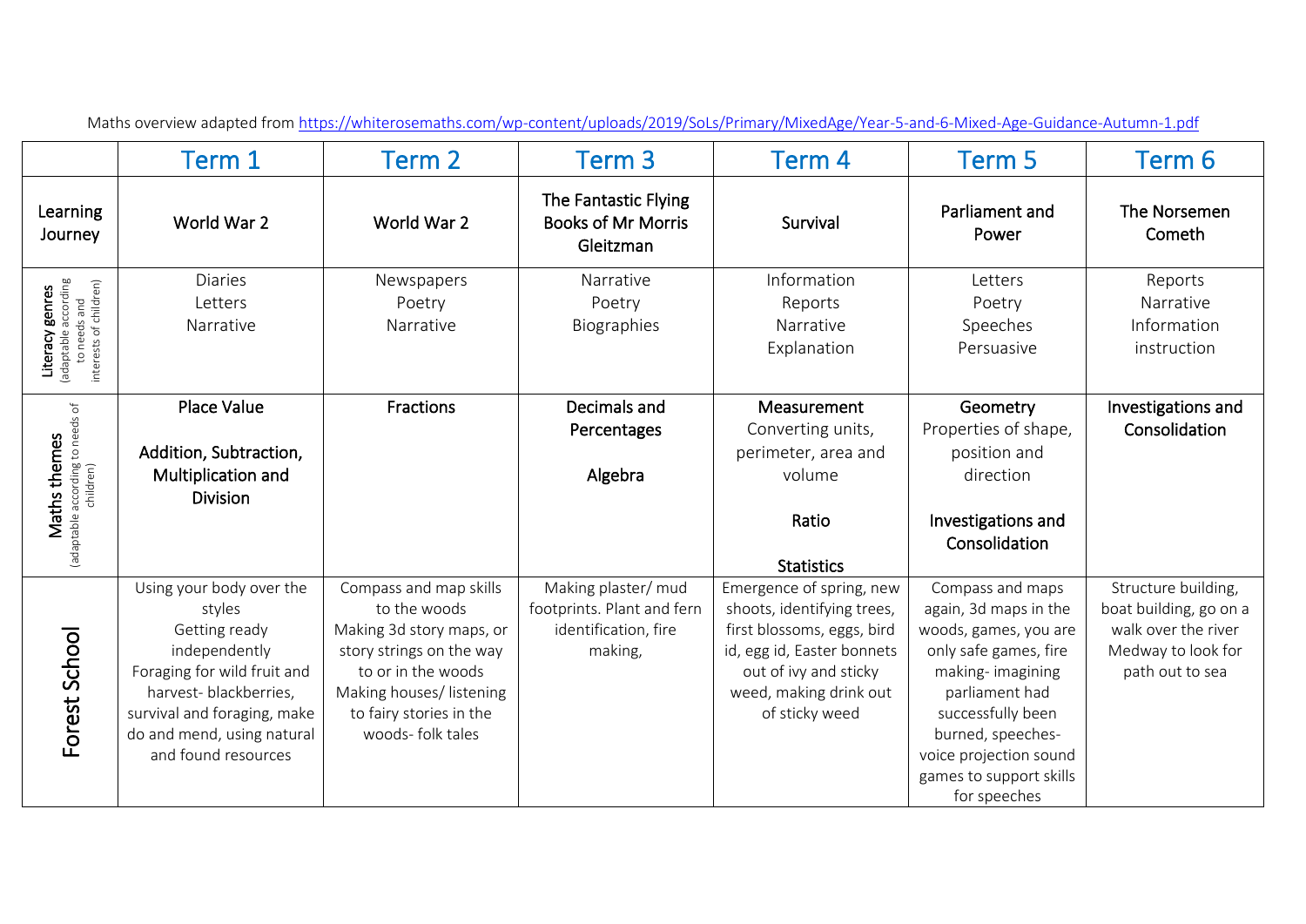Maths overview adapted from https://whiterosemaths.com/wp-content/uploads/2019/SoLs/Primary/MixedAge/Year-5-and-6-Mixed-Age-Guidance-Autumn-1.pdf

| | Term 1 | Term 2 | Term 3 | Term 4 | Term 5 | Term 6 |
|---|---|---|---|---|---|---|
| Learning Journey | World War 2 | World War 2 | The Fantastic Flying Books of Mr Morris Gleitzman | Survival | Parliament and Power | The Norsemen Cometh |
| Literacy genres (adaptable according to needs and interests of children) | Diaries<br>Letters<br>Narrative | Newspapers<br>Poetry<br>Narrative | Narrative<br>Poetry<br>Biographies | Information<br>Reports<br>Narrative<br>Explanation | Letters<br>Poetry<br>Speeches<br>Persuasive | Reports<br>Narrative<br>Information<br>instruction |
| Maths themes (adaptable according to needs of children) | Place Value<br><br>Addition, Subtraction, Multiplication and Division | Fractions | Decimals and Percentages<br><br>Algebra | Measurement<br>Converting units, perimeter, area and volume<br><br>Ratio<br><br>Statistics | Geometry<br>Properties of shape, position and direction<br><br>Investigations and Consolidation | Investigations and Consolidation |
| Forest School | Using your body over the styles<br>Getting ready independently<br>Foraging for wild fruit and harvest- blackberries, survival and foraging, make do and mend, using natural and found resources | Compass and map skills to the woods<br>Making 3d story maps, or story strings on the way to or in the woods<br>Making houses/ listening to fairy stories in the woods- folk tales | Making plaster/ mud footprints. Plant and fern identification, fire making, | Emergence of spring, new shoots, identifying trees, first blossoms, eggs, bird id, egg id, Easter bonnets out of ivy and sticky weed, making drink out of sticky weed | Compass and maps again, 3d maps in the woods, games, you are only safe games, fire making- imagining parliament had successfully been burned, speeches- voice projection sound games to support skills for speeches | Structure building, boat building, go on a walk over the river Medway to look for path out to sea |